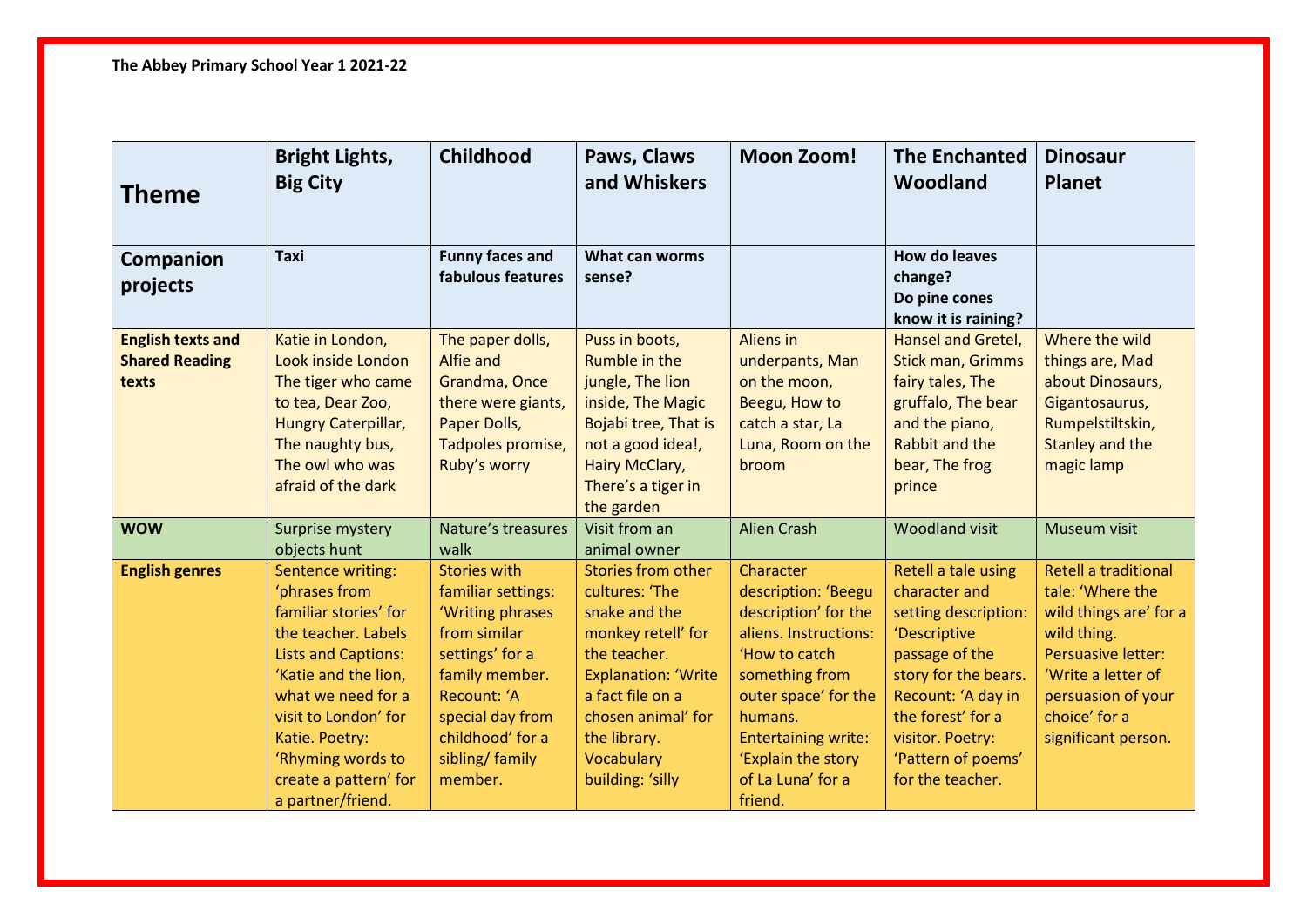**The Abbey Primary School Year 1 2021-22**

| Theme | Bright Lights, Big City | Childhood | Paws, Claws and Whiskers | Moon Zoom! | The Enchanted Woodland | Dinosaur Planet |
|---|---|---|---|---|---|---|
| Companion projects | **Taxi** | **Funny faces and fabulous features** | **What can worms sense?** | | **How do leaves change? Do pine cones know it is raining?** | |
| **English texts and Shared Reading texts** | Katie in London, Look inside London The tiger who came to tea, Dear Zoo, Hungry Caterpillar, The naughty bus, The owl who was afraid of the dark | The paper dolls, Alfie and Grandma, Once there were giants, Paper Dolls, Tadpoles promise, Ruby's worry | Puss in boots, Rumble in the jungle, The lion inside, The Magic Bojabi tree, That is not a good idea!, Hairy McClary, There's a tiger in the garden | Aliens in underpants, Man on the moon, Beegu, How to catch a star, La Luna, Room on the broom | Hansel and Gretel, Stick man, Grimms fairy tales, The gruffalo, The bear and the piano, Rabbit and the bear, The frog prince | Where the wild things are, Mad about Dinosaurs, Gigantosaurus, Rumpelstiltskin, Stanley and the magic lamp |
| **WOW** | Surprise mystery objects hunt | Nature's treasures walk | Visit from an animal owner | Alien Crash | Woodland visit | Museum visit |
| **English genres** | Sentence writing: 'phrases from familiar stories' for the teacher. Labels Lists and Captions: 'Katie and the lion, what we need for a visit to London' for Katie. Poetry: 'Rhyming words to create a pattern' for a partner/friend. | Stories with familiar settings: 'Writing phrases from similar settings' for a family member. Recount: 'A special day from childhood' for a sibling/ family member. | Stories from other cultures: 'The snake and the monkey retell' for the teacher. Explanation: 'Write a fact file on a chosen animal' for the library. Vocabulary building: 'silly | Character description: 'Beegu description' for the aliens. Instructions: 'How to catch something from outer space' for the humans. Entertaining write: 'Explain the story of La Luna' for a friend. | Retell a tale using character and setting description: 'Descriptive passage of the story for the bears. Recount: 'A day in the forest' for a visitor. Poetry: 'Pattern of poems' for the teacher. | Retell a traditional tale: 'Where the wild things are' for a wild thing. Persuasive letter: 'Write a letter of persuasion of your choice' for a significant person. |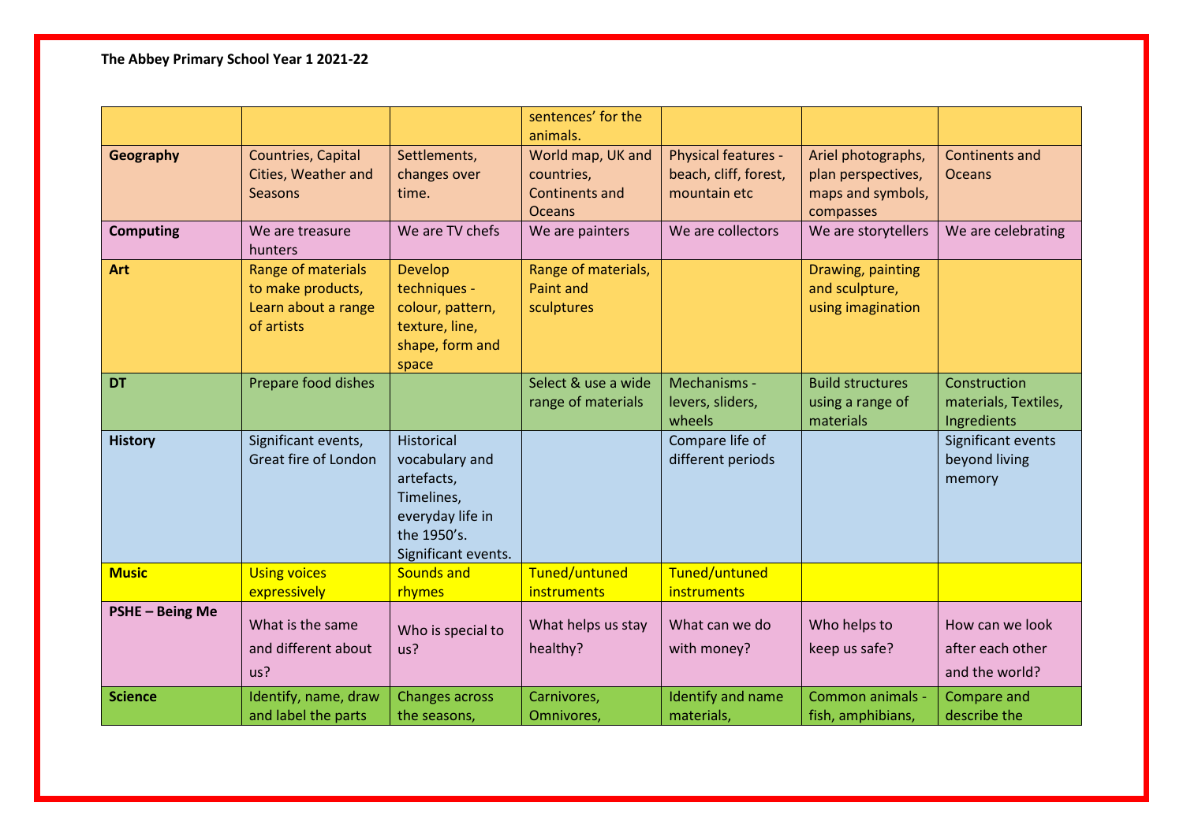**The Abbey Primary School Year 1 2021-22**

| | | | | | | |
|---|---|---|---|---|---|---|
| | | | sentences' for the animals. | | | |
| **Geography** | Countries, Capital Cities, Weather and Seasons | Settlements, changes over time. | World map, UK and countries, Continents and Oceans | Physical features - beach, cliff, forest, mountain etc | Ariel photographs, plan perspectives, maps and symbols, compasses | Continents and Oceans |
| **Computing** | We are treasure hunters | We are TV chefs | We are painters | We are collectors | We are storytellers | We are celebrating |
| **Art** | Range of materials to make products, Learn about a range of artists | Develop techniques - colour, pattern, texture, line, shape, form and space | Range of materials, Paint and sculptures | | Drawing, painting and sculpture, using imagination | |
| **DT** | Prepare food dishes | | Select & use a wide range of materials | Mechanisms - levers, sliders, wheels | Build structures using a range of materials | Construction materials, Textiles, Ingredients |
| **History** | Significant events, Great fire of London | Historical vocabulary and artefacts, Timelines, everyday life in the 1950's. Significant events. | | Compare life of different periods | | Significant events beyond living memory |
| **Music** | Using voices expressively | Sounds and rhymes | Tuned/untuned instruments | Tuned/untuned instruments | | |
| **PSHE – Being Me** | What is the same and different about us? | Who is special to us? | What helps us stay healthy? | What can we do with money? | Who helps to keep us safe? | How can we look after each other and the world? |
| **Science** | Identify, name, draw and label the parts | Changes across the seasons, | Carnivores, Omnivores, | Identify and name materials, | Common animals - fish, amphibians, | Compare and describe the |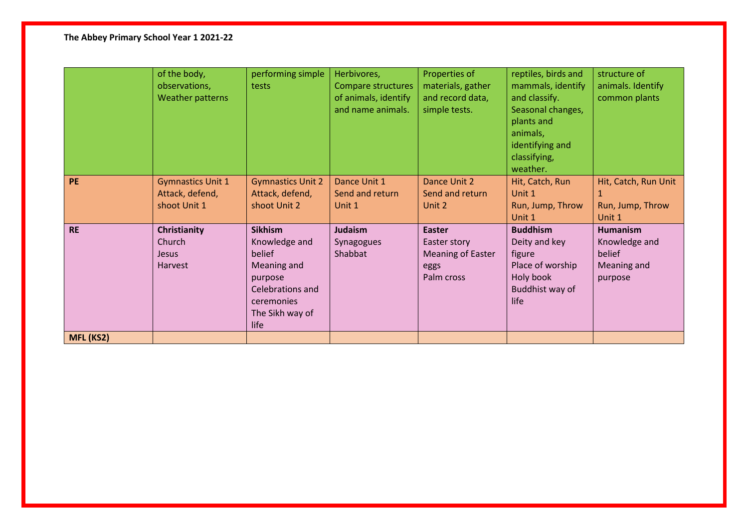**The Abbey Primary School Year 1 2021-22**

| | | | | | | |
|---|---|---|---|---|---|---|
| | of the body, observations, Weather patterns | performing simple tests | Herbivores, Compare structures of animals, identify and name animals. | Properties of materials, gather and record data, simple tests. | reptiles, birds and mammals, identify and classify. Seasonal changes, plants and animals, identifying and classifying, weather. | structure of animals. Identify common plants |
| **PE** | Gymnastics Unit 1<br>Attack, defend, shoot Unit 1 | Gymnastics Unit 2<br>Attack, defend, shoot Unit 2 | Dance Unit 1<br>Send and return Unit 1 | Dance Unit 2<br>Send and return Unit 2 | Hit, Catch, Run Unit 1<br>Run, Jump, Throw Unit 1 | Hit, Catch, Run Unit 1<br>Run, Jump, Throw Unit 1 |
| **RE** | **Christianity**<br>Church<br>Jesus<br>Harvest | **Sikhism**<br>Knowledge and belief<br>Meaning and purpose<br>Celebrations and ceremonies<br>The Sikh way of life | **Judaism**<br>Synagogues<br>Shabbat | **Easter**<br>Easter story<br>Meaning of Easter eggs<br>Palm cross | **Buddhism**<br>Deity and key figure<br>Place of worship<br>Holy book<br>Buddhist way of life | **Humanism**<br>Knowledge and belief<br>Meaning and purpose |
| **MFL (KS2)** | | | | | | |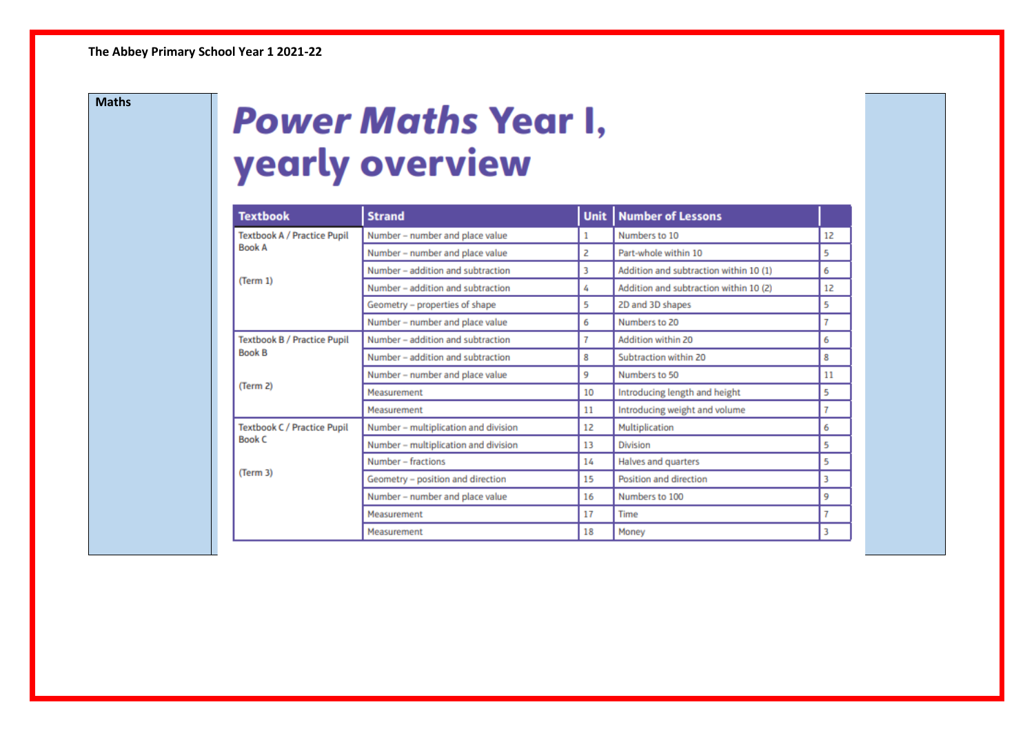**The Abbey Primary School Year 1 2021-22**

**Maths**

# *Power Maths* Year 1, yearly overview

| Textbook | Strand | Unit | Number of Lessons | |
|---|---|---|---|---|
| Textbook A / Practice Pupil Book A (Term 1) | Number – number and place value | 1 | Numbers to 10 | 12 |
| | Number – number and place value | 2 | Part-whole within 10 | 5 |
| | Number – addition and subtraction | 3 | Addition and subtraction within 10 (1) | 6 |
| | Number – addition and subtraction | 4 | Addition and subtraction within 10 (2) | 12 |
| | Geometry – properties of shape | 5 | 2D and 3D shapes | 5 |
| | Number – number and place value | 6 | Numbers to 20 | 7 |
| Textbook B / Practice Pupil Book B (Term 2) | Number – addition and subtraction | 7 | Addition within 20 | 6 |
| | Number – addition and subtraction | 8 | Subtraction within 20 | 8 |
| | Number – number and place value | 9 | Numbers to 50 | 11 |
| | Measurement | 10 | Introducing length and height | 5 |
| | Measurement | 11 | Introducing weight and volume | 7 |
| Textbook C / Practice Pupil Book C (Term 3) | Number – multiplication and division | 12 | Multiplication | 6 |
| | Number – multiplication and division | 13 | Division | 5 |
| | Number – fractions | 14 | Halves and quarters | 5 |
| | Geometry – position and direction | 15 | Position and direction | 3 |
| | Number – number and place value | 16 | Numbers to 100 | 9 |
| | Measurement | 17 | Time | 7 |
| | Measurement | 18 | Money | 3 |